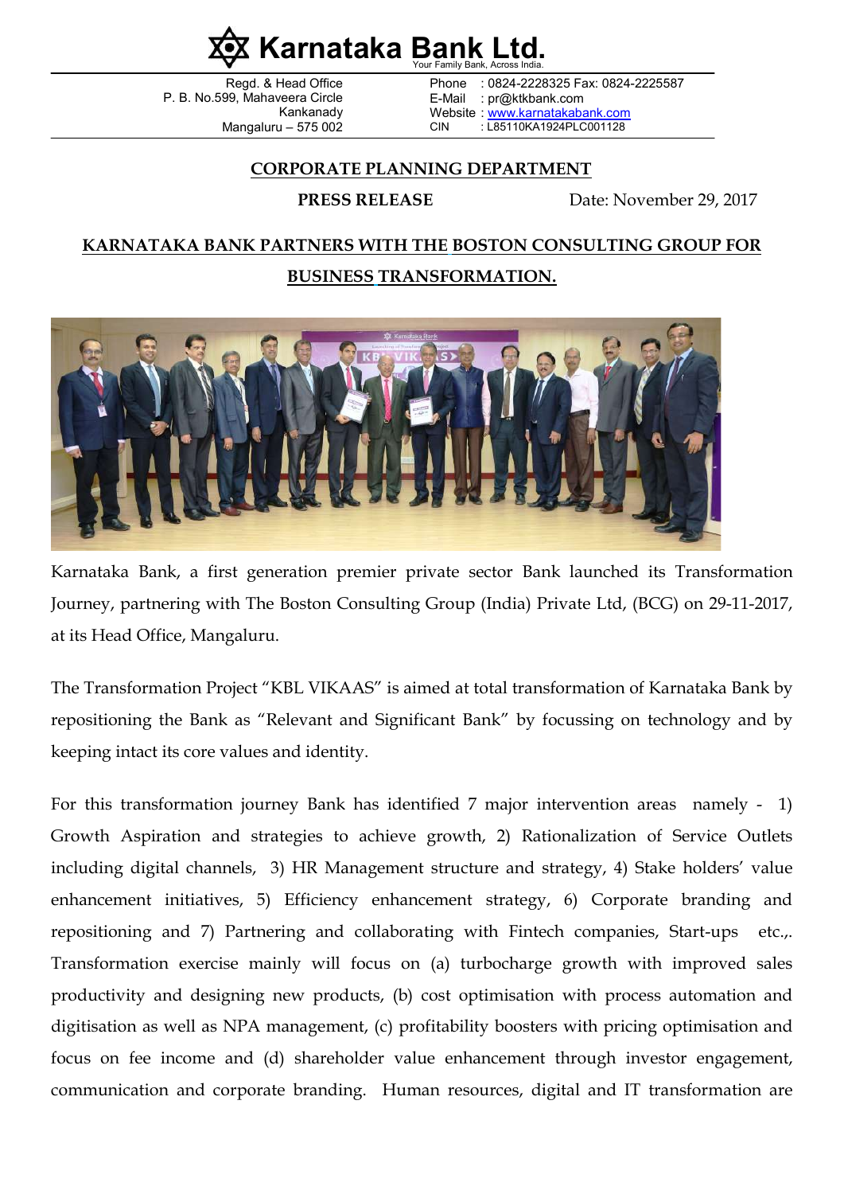# Karnataka Bank Ltd.

Your Family Bank, Across India.

Regd. & Head Office
P. B. No.599, Mahaveera Circle
Kankanady
Mangaluru – 575 002

Phone : 0824-2228325 Fax: 0824-2225587
E-Mail : pr@ktkbank.com
Website : www.karnatakabank.com
CIN : L85110KA1924PLC001128

## CORPORATE PLANNING DEPARTMENT

**PRESS RELEASE** Date: November 29, 2017

## KARNATAKA BANK PARTNERS WITH THE BOSTON CONSULTING GROUP FOR BUSINESS TRANSFORMATION.

Karnataka Bank, a first generation premier private sector Bank launched its Transformation Journey, partnering with The Boston Consulting Group (India) Private Ltd, (BCG) on 29-11-2017, at its Head Office, Mangaluru.

The Transformation Project "KBL VIKAAS" is aimed at total transformation of Karnataka Bank by repositioning the Bank as "Relevant and Significant Bank" by focussing on technology and by keeping intact its core values and identity.

For this transformation journey Bank has identified 7 major intervention areas namely - 1) Growth Aspiration and strategies to achieve growth, 2) Rationalization of Service Outlets including digital channels, 3) HR Management structure and strategy, 4) Stake holders' value enhancement initiatives, 5) Efficiency enhancement strategy, 6) Corporate branding and repositioning and 7) Partnering and collaborating with Fintech companies, Start-ups etc.,. Transformation exercise mainly will focus on (a) turbocharge growth with improved sales productivity and designing new products, (b) cost optimisation with process automation and digitisation as well as NPA management, (c) profitability boosters with pricing optimisation and focus on fee income and (d) shareholder value enhancement through investor engagement, communication and corporate branding. Human resources, digital and IT transformation are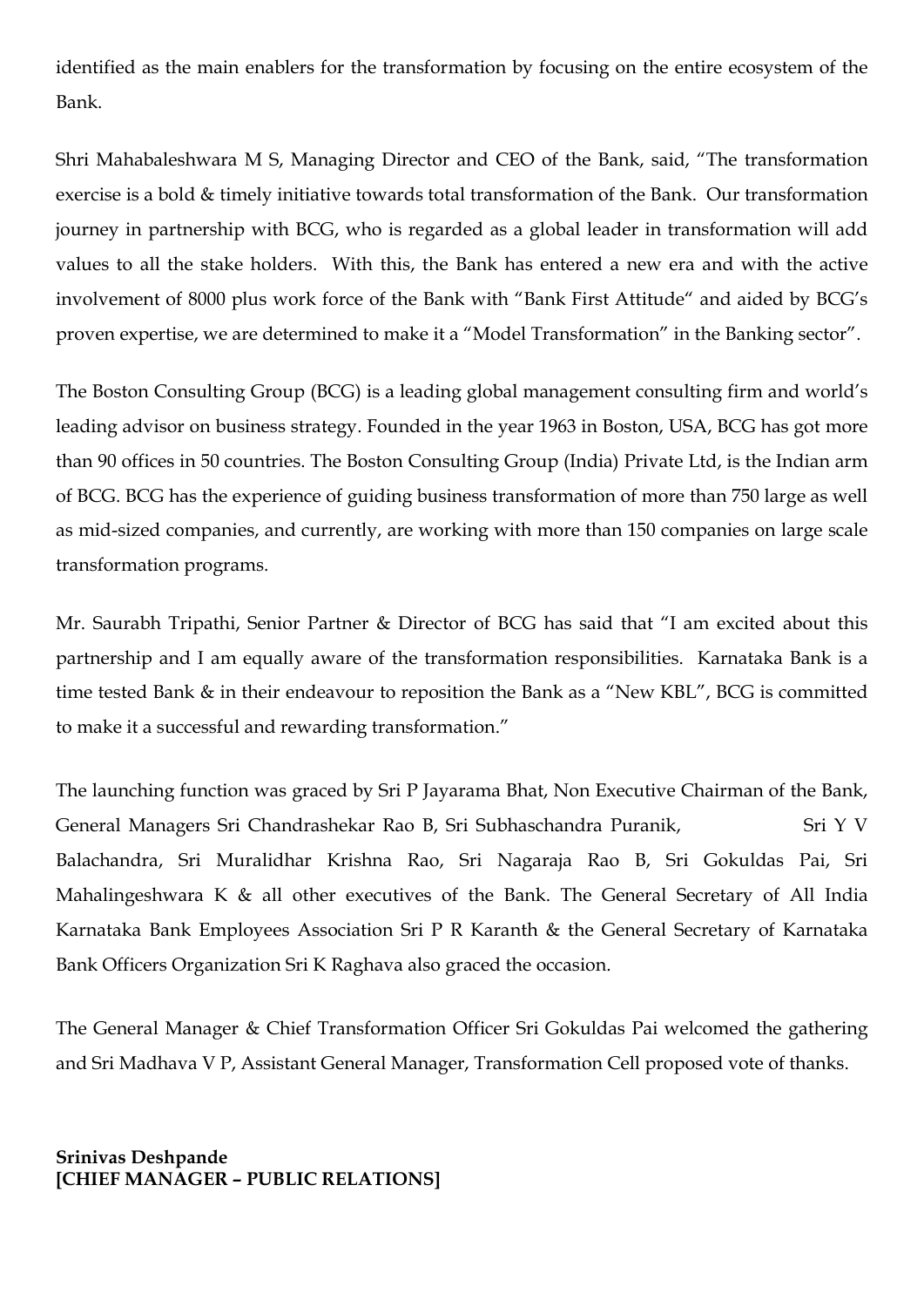identified as the main enablers for the transformation by focusing on the entire ecosystem of the Bank.

Shri Mahabaleshwara M S, Managing Director and CEO of the Bank, said, "The transformation exercise is a bold & timely initiative towards total transformation of the Bank. Our transformation journey in partnership with BCG, who is regarded as a global leader in transformation will add values to all the stake holders. With this, the Bank has entered a new era and with the active involvement of 8000 plus work force of the Bank with "Bank First Attitude" and aided by BCG's proven expertise, we are determined to make it a "Model Transformation" in the Banking sector".

The Boston Consulting Group (BCG) is a leading global management consulting firm and world's leading advisor on business strategy. Founded in the year 1963 in Boston, USA, BCG has got more than 90 offices in 50 countries. The Boston Consulting Group (India) Private Ltd, is the Indian arm of BCG. BCG has the experience of guiding business transformation of more than 750 large as well as mid-sized companies, and currently, are working with more than 150 companies on large scale transformation programs.

Mr. Saurabh Tripathi, Senior Partner & Director of BCG has said that "I am excited about this partnership and I am equally aware of the transformation responsibilities. Karnataka Bank is a time tested Bank & in their endeavour to reposition the Bank as a "New KBL", BCG is committed to make it a successful and rewarding transformation."

The launching function was graced by Sri P Jayarama Bhat, Non Executive Chairman of the Bank, General Managers Sri Chandrashekar Rao B, Sri Subhaschandra Puranik, Sri Y V Balachandra, Sri Muralidhar Krishna Rao, Sri Nagaraja Rao B, Sri Gokuldas Pai, Sri Mahalingeshwara K & all other executives of the Bank. The General Secretary of All India Karnataka Bank Employees Association Sri P R Karanth & the General Secretary of Karnataka Bank Officers Organization Sri K Raghava also graced the occasion.

The General Manager & Chief Transformation Officer Sri Gokuldas Pai welcomed the gathering and Sri Madhava V P, Assistant General Manager, Transformation Cell proposed vote of thanks.

**Srinivas Deshpande**
**[CHIEF MANAGER – PUBLIC RELATIONS]**